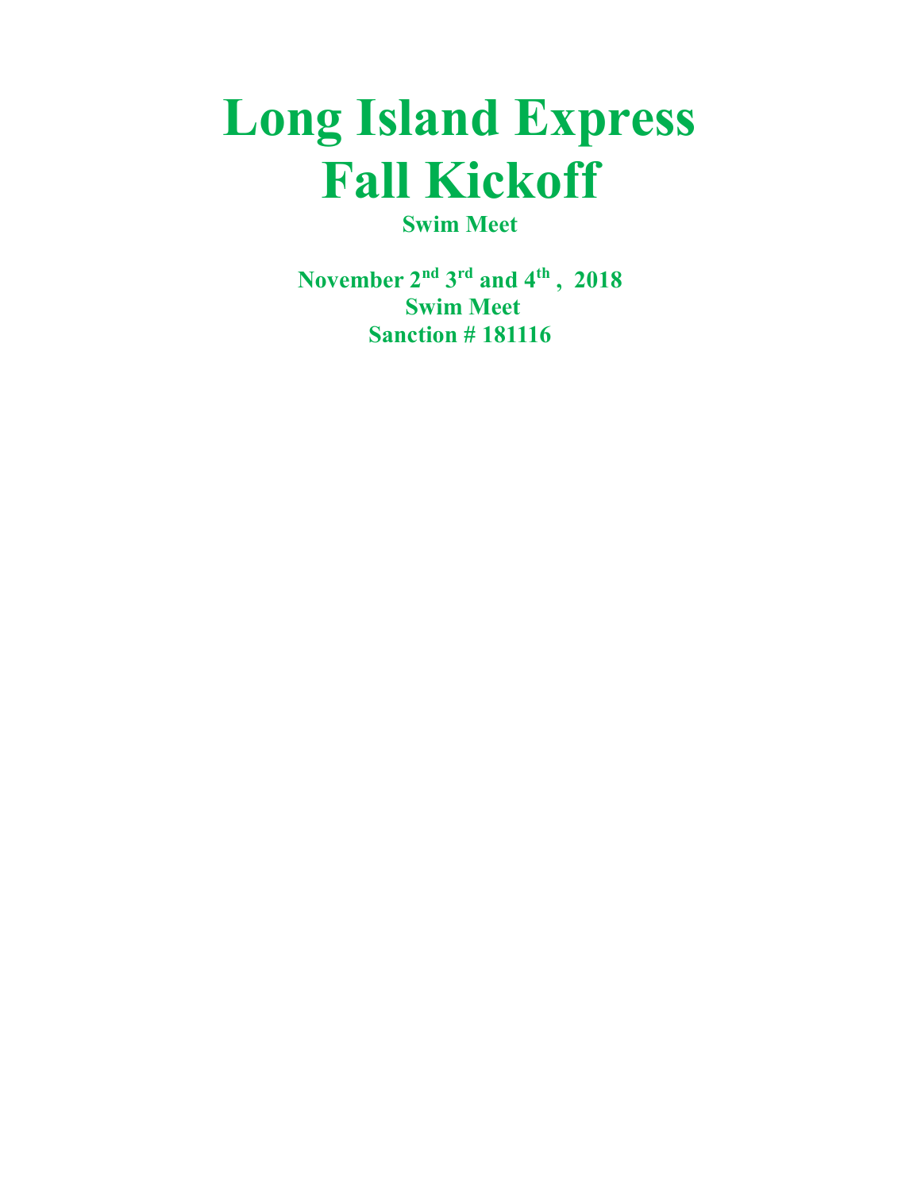# Long Island Express Fall Kickoff

**Swim Meet**

**November 2nd 3rd and 4th , 2018**
**Swim Meet**
**Sanction # 181116**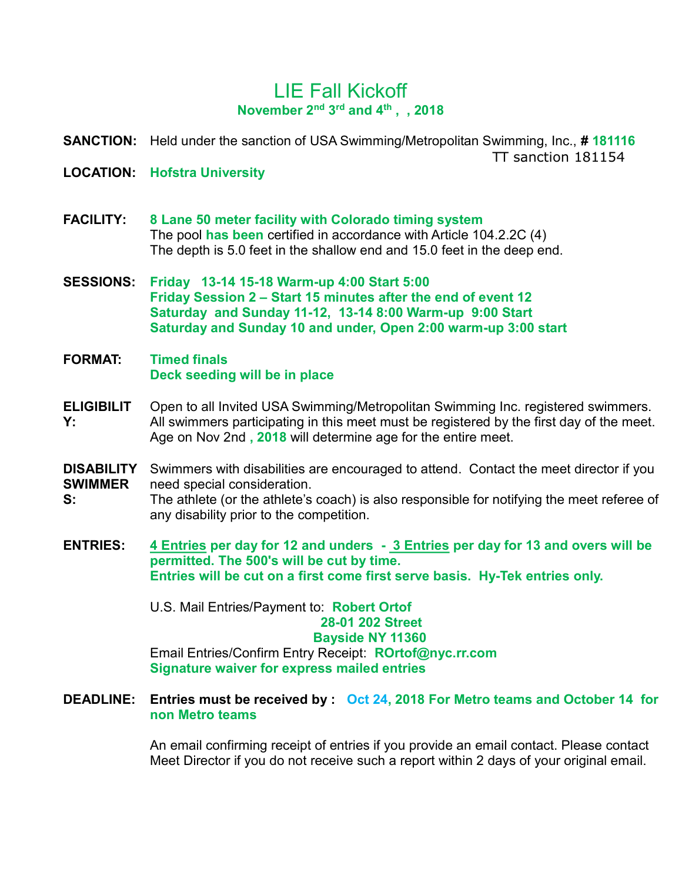# LIE Fall Kickoff

**November 2nd 3rd and 4th , , 2018**

**SANCTION:** Held under the sanction of USA Swimming/Metropolitan Swimming, Inc., **# 181116**
TT sanction 181154

**LOCATION:** **Hofstra University**

**FACILITY:** **8 Lane 50 meter facility with Colorado timing system**
The pool **has been** certified in accordance with Article 104.2.2C (4)
The depth is 5.0 feet in the shallow end and 15.0 feet in the deep end.

**SESSIONS:** **Friday 13-14 15-18 Warm-up 4:00 Start 5:00**
**Friday Session 2 – Start 15 minutes after the end of event 12**
**Saturday and Sunday 11-12, 13-14 8:00 Warm-up 9:00 Start**
**Saturday and Sunday 10 and under, Open 2:00 warm-up 3:00 start**

**FORMAT:** **Timed finals**
**Deck seeding will be in place**

**ELIGIBILITY:** Open to all Invited USA Swimming/Metropolitan Swimming Inc. registered swimmers. All swimmers participating in this meet must be registered by the first day of the meet. Age on Nov 2nd **, 2018** will determine age for the entire meet.

**DISABILITY SWIMMERS:** Swimmers with disabilities are encouraged to attend. Contact the meet director if you need special consideration.
The athlete (or the athlete's coach) is also responsible for notifying the meet referee of any disability prior to the competition.

**ENTRIES:** **4 Entries per day for 12 and unders - 3 Entries per day for 13 and overs will be permitted. The 500's will be cut by time.**
**Entries will be cut on a first come first serve basis. Hy-Tek entries only.**

U.S. Mail Entries/Payment to: **Robert Ortof**
**28-01 202 Street**
**Bayside NY 11360**
Email Entries/Confirm Entry Receipt: **ROrtof@nyc.rr.com**
**Signature waiver for express mailed entries**

**DEADLINE:** **Entries must be received by : Oct 24, 2018 For Metro teams and October 14 for non Metro teams**

An email confirming receipt of entries if you provide an email contact. Please contact Meet Director if you do not receive such a report within 2 days of your original email.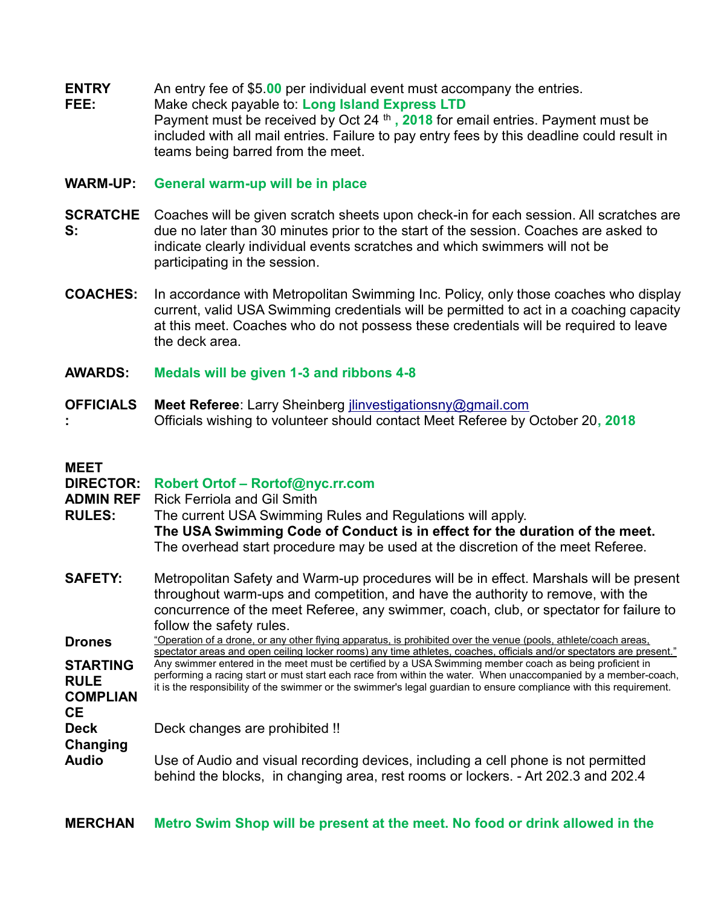**ENTRY FEE:** An entry fee of $5.**00** per individual event must accompany the entries.
Make check payable to: **Long Island Express LTD**
Payment must be received by Oct 24[th] **, 2018** for email entries. Payment must be included with all mail entries. Failure to pay entry fees by this deadline could result in teams being barred from the meet.

**WARM-UP:** **General warm-up will be in place**

**SCRATCHES:** Coaches will be given scratch sheets upon check-in for each session. All scratches are due no later than 30 minutes prior to the start of the session. Coaches are asked to indicate clearly individual events scratches and which swimmers will not be participating in the session.

**COACHES:** In accordance with Metropolitan Swimming Inc. Policy, only those coaches who display current, valid USA Swimming credentials will be permitted to act in a coaching capacity at this meet. Coaches who do not possess these credentials will be required to leave the deck area.

**AWARDS:** **Medals will be given 1-3 and ribbons 4-8**

**OFFICIALS:** **Meet Referee**: Larry Sheinberg jlinvestigationsny@gmail.com
Officials wishing to volunteer should contact Meet Referee by October 20**, 2018**

**MEET DIRECTOR:** **Robert Ortof – Rortof@nyc.rr.com**

**ADMIN REF** Rick Ferriola and Gil Smith

**RULES:** The current USA Swimming Rules and Regulations will apply.
**The USA Swimming Code of Conduct is in effect for the duration of the meet.**
The overhead start procedure may be used at the discretion of the meet Referee.

**SAFETY:** Metropolitan Safety and Warm-up procedures will be in effect. Marshals will be present throughout warm-ups and competition, and have the authority to remove, with the concurrence of the meet Referee, any swimmer, coach, club, or spectator for failure to follow the safety rules.

**Drones** “Operation of a drone, or any other flying apparatus, is prohibited over the venue (pools, athlete/coach areas, spectator areas and open ceiling locker rooms) any time athletes, coaches, officials and/or spectators are present.”

**STARTING RULE COMPLIANCE** Any swimmer entered in the meet must be certified by a USA Swimming member coach as being proficient in performing a racing start or must start each race from within the water. When unaccompanied by a member-coach, it is the responsibility of the swimmer or the swimmer's legal guardian to ensure compliance with this requirement.

**Deck Changing** Deck changes are prohibited !!

**Audio** Use of Audio and visual recording devices, including a cell phone is not permitted behind the blocks, in changing area, rest rooms or lockers. - Art 202.3 and 202.4

**MERCHAN** **Metro Swim Shop will be present at the meet. No food or drink allowed in the**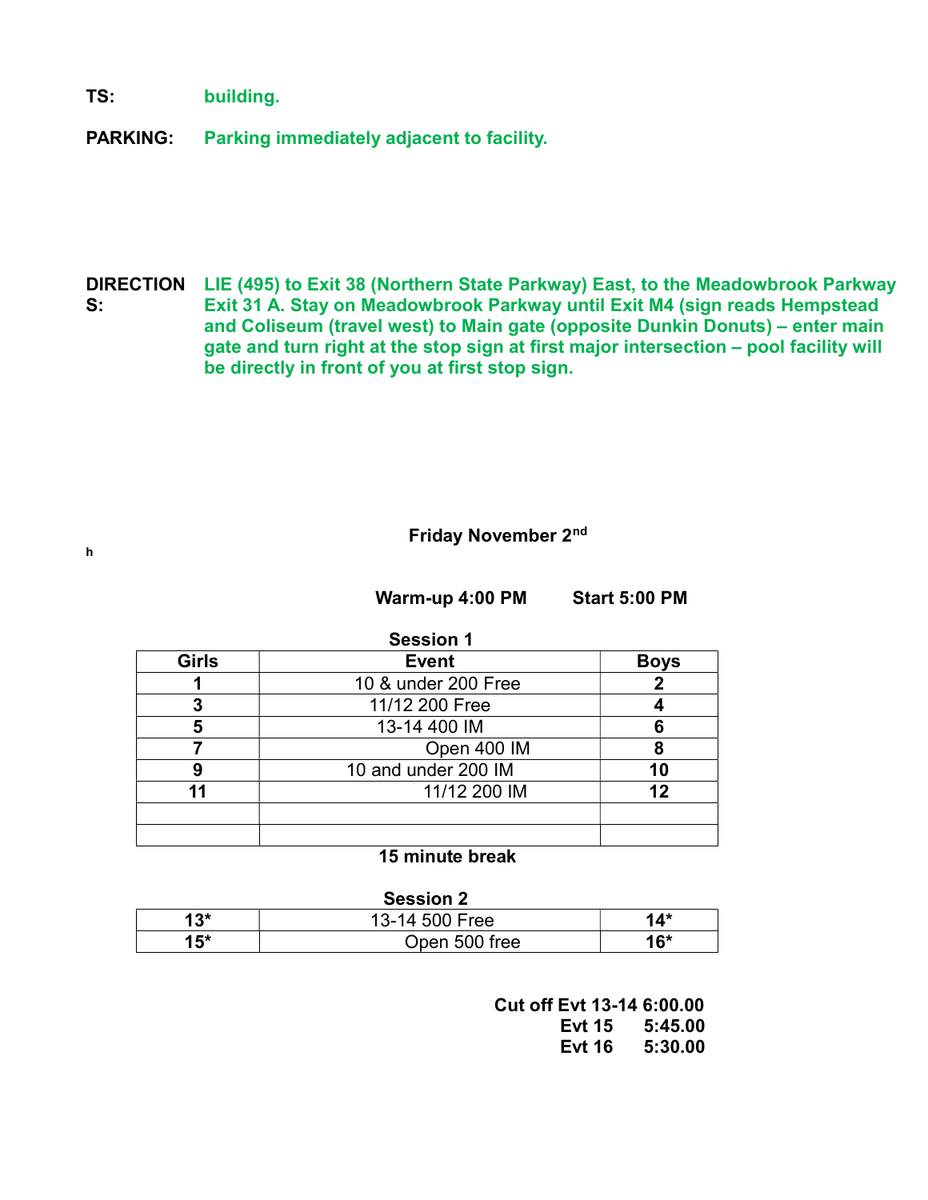**TS:** **building.**

**PARKING:** **Parking immediately adjacent to facility.**

**DIRECTIONS:** **LIE (495) to Exit 38 (Northern State Parkway) East, to the Meadowbrook Parkway Exit 31 A. Stay on Meadowbrook Parkway until Exit M4 (sign reads Hempstead and Coliseum (travel west) to Main gate (opposite Dunkin Donuts) – enter main gate and turn right at the stop sign at first major intersection – pool facility will be directly in front of you at first stop sign.**

h

**Friday November 2nd**

**Warm-up 4:00 PM** **Start 5:00 PM**

**Session 1**

| Girls | Event | Boys |
|---|---|---|
| **1** | 10 & under 200 Free | **2** |
| **3** | 11/12 200 Free | **4** |
| **5** | 13-14 400 IM | **6** |
| **7** | Open 400 IM | **8** |
| **9** | 10 and under 200 IM | **10** |
| **11** | 11/12 200 IM | **12** |
| | | |
| | | |

**15 minute break**

**Session 2**

| Girls | Event | Boys |
|---|---|---|
| **13*** | 13-14 500 Free | **14*** |
| **15*** | Open 500 free | **16*** |

**Cut off Evt 13-14 6:00.00**
**Evt 15 5:45.00**
**Evt 16 5:30.00**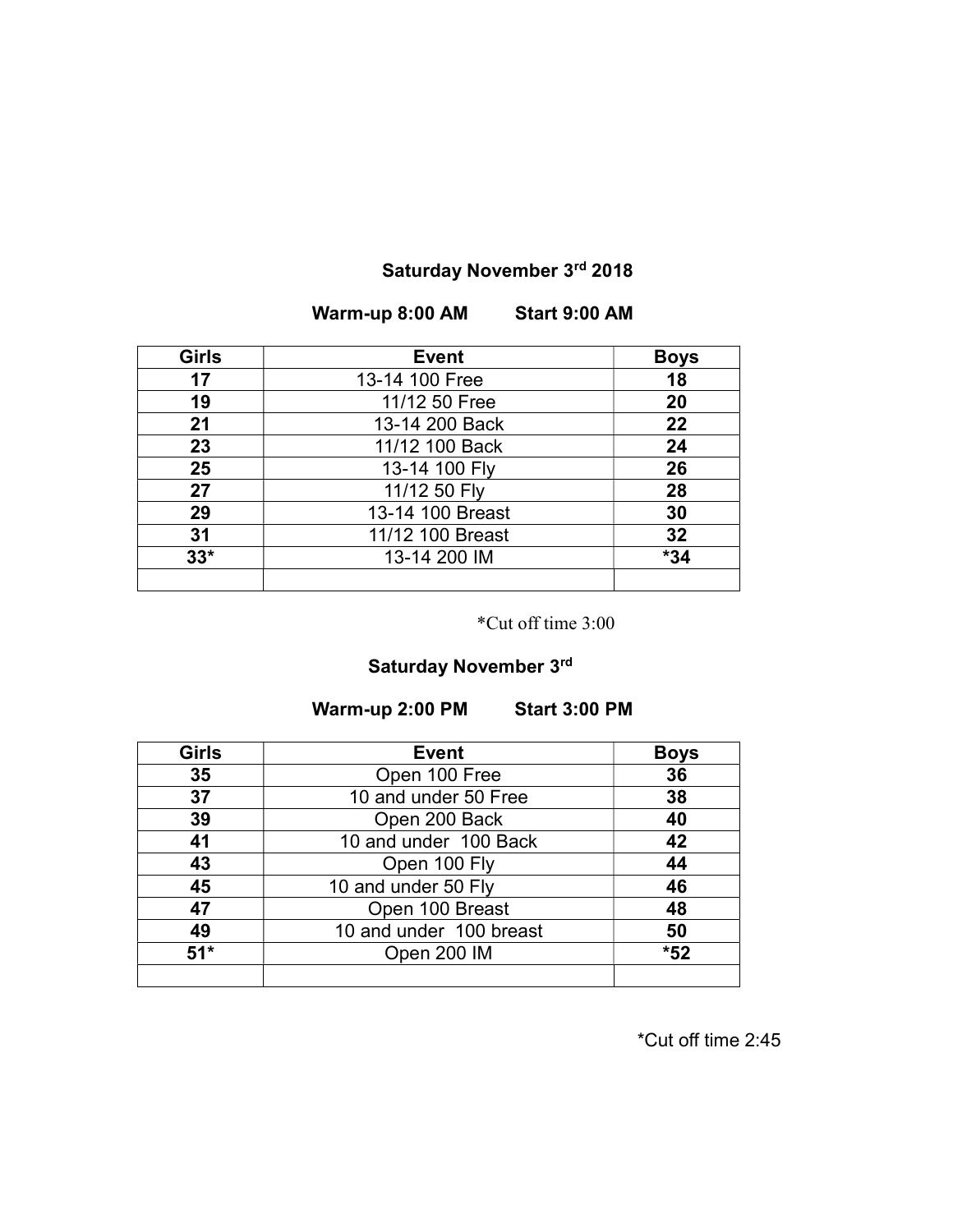**Saturday November 3rd 2018**

**Warm-up 8:00 AM Start 9:00 AM**

| Girls | Event | Boys |
|---|---|---|
| 17 | 13-14 100 Free | 18 |
| 19 | 11/12 50 Free | 20 |
| 21 | 13-14 200 Back | 22 |
| 23 | 11/12 100 Back | 24 |
| 25 | 13-14 100 Fly | 26 |
| 27 | 11/12 50 Fly | 28 |
| 29 | 13-14 100 Breast | 30 |
| 31 | 11/12 100 Breast | 32 |
| 33* | 13-14 200 IM | *34 |
| | | |

*Cut off time 3:00

**Saturday November 3rd**

**Warm-up 2:00 PM Start 3:00 PM**

| Girls | Event | Boys |
|---|---|---|
| 35 | Open 100 Free | 36 |
| 37 | 10 and under 50 Free | 38 |
| 39 | Open 200 Back | 40 |
| 41 | 10 and under 100 Back | 42 |
| 43 | Open 100 Fly | 44 |
| 45 | 10 and under 50 Fly | 46 |
| 47 | Open 100 Breast | 48 |
| 49 | 10 and under 100 breast | 50 |
| 51* | Open 200 IM | *52 |
| | | |

*Cut off time 2:45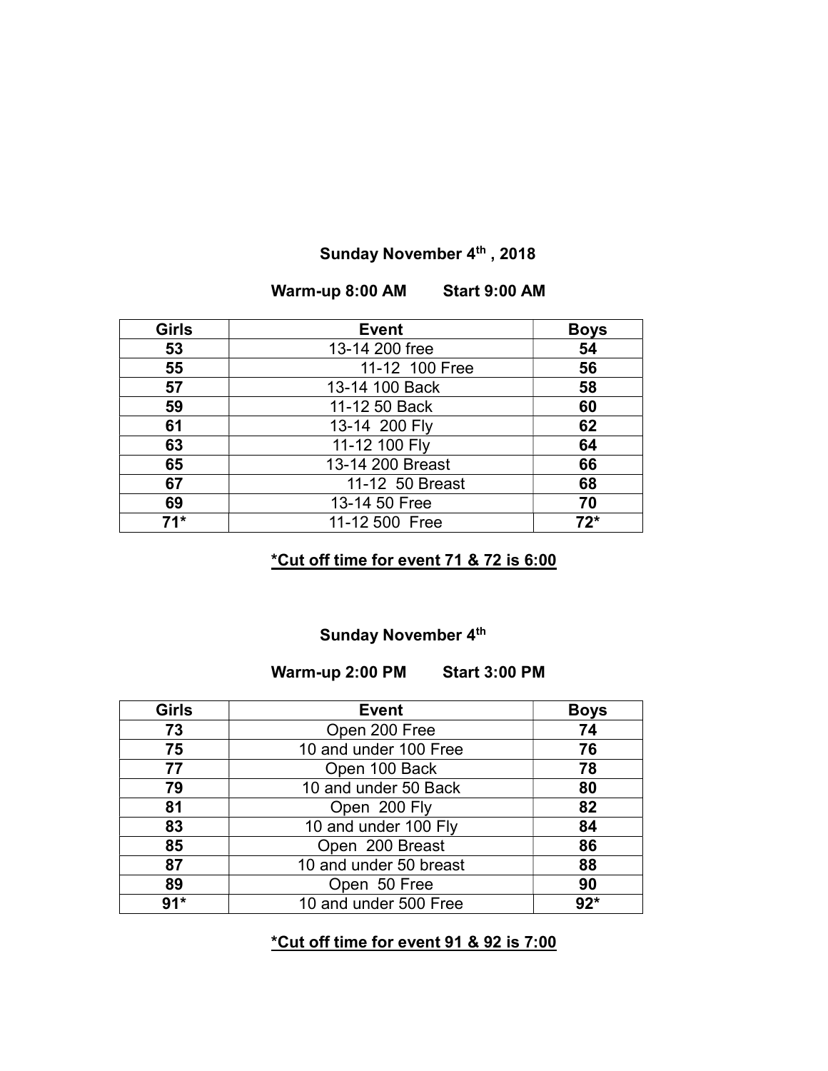**Sunday November 4th , 2018**

**Warm-up 8:00 AM Start 9:00 AM**

| Girls | Event | Boys |
|---|---|---|
| **53** | 13-14 200 free | **54** |
| **55** | 11-12 100 Free | **56** |
| **57** | 13-14 100 Back | **58** |
| **59** | 11-12 50 Back | **60** |
| **61** | 13-14 200 Fly | **62** |
| **63** | 11-12 100 Fly | **64** |
| **65** | 13-14 200 Breast | **66** |
| **67** | 11-12 50 Breast | **68** |
| **69** | 13-14 50 Free | **70** |
| **71*** | 11-12 500 Free | **72*** |

**<u>*Cut off time for event 71 & 72 is 6:00</u>**

**Sunday November 4th**

**Warm-up 2:00 PM Start 3:00 PM**

| Girls | Event | Boys |
|---|---|---|
| **73** | Open 200 Free | **74** |
| **75** | 10 and under 100 Free | **76** |
| **77** | Open 100 Back | **78** |
| **79** | 10 and under 50 Back | **80** |
| **81** | Open 200 Fly | **82** |
| **83** | 10 and under 100 Fly | **84** |
| **85** | Open 200 Breast | **86** |
| **87** | 10 and under 50 breast | **88** |
| **89** | Open 50 Free | **90** |
| **91*** | 10 and under 500 Free | **92*** |

**<u>*Cut off time for event 91 & 92 is 7:00</u>**